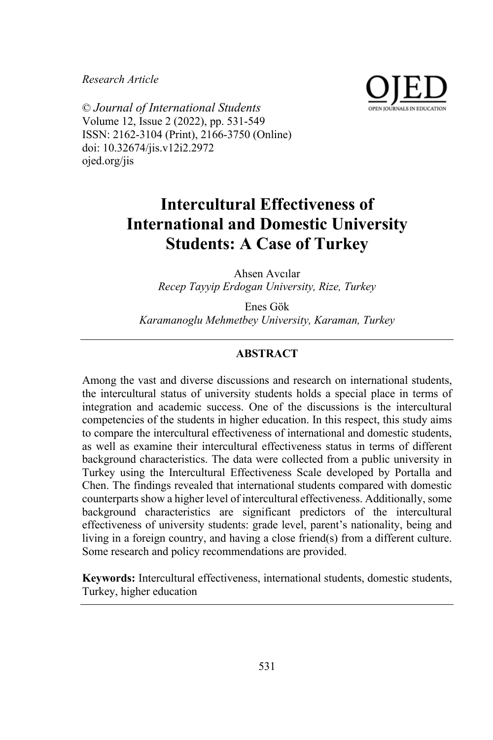*Research Article*

© *Journal of International Students*
Volume 12, Issue 2 (2022), pp. 531-549
ISSN: 2162-3104 (Print), 2166-3750 (Online)
doi: 10.32674/jis.v12i2.2972
ojed.org/jis

# Intercultural Effectiveness of International and Domestic University Students: A Case of Turkey

Ahsen Avcılar
*Recep Tayyip Erdogan University, Rize, Turkey*

Enes Gök
*Karamanoglu Mehmetbey University, Karaman, Turkey*

## ABSTRACT

Among the vast and diverse discussions and research on international students, the intercultural status of university students holds a special place in terms of integration and academic success. One of the discussions is the intercultural competencies of the students in higher education. In this respect, this study aims to compare the intercultural effectiveness of international and domestic students, as well as examine their intercultural effectiveness status in terms of different background characteristics. The data were collected from a public university in Turkey using the Intercultural Effectiveness Scale developed by Portalla and Chen. The findings revealed that international students compared with domestic counterparts show a higher level of intercultural effectiveness. Additionally, some background characteristics are significant predictors of the intercultural effectiveness of university students: grade level, parent's nationality, being and living in a foreign country, and having a close friend(s) from a different culture. Some research and policy recommendations are provided.

**Keywords:** Intercultural effectiveness, international students, domestic students, Turkey, higher education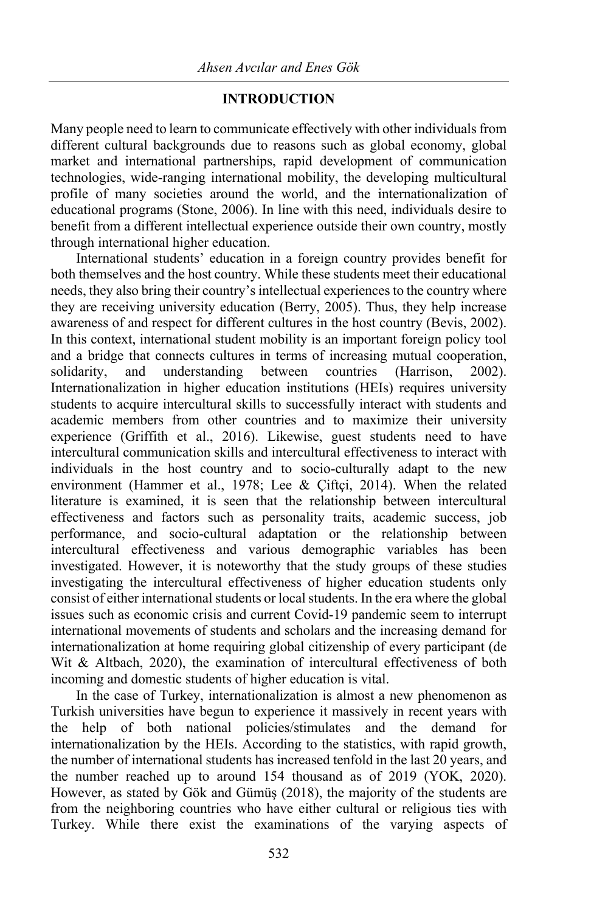## INTRODUCTION

Many people need to learn to communicate effectively with other individuals from different cultural backgrounds due to reasons such as global economy, global market and international partnerships, rapid development of communication technologies, wide-ranging international mobility, the developing multicultural profile of many societies around the world, and the internationalization of educational programs (Stone, 2006). In line with this need, individuals desire to benefit from a different intellectual experience outside their own country, mostly through international higher education.

International students' education in a foreign country provides benefit for both themselves and the host country. While these students meet their educational needs, they also bring their country's intellectual experiences to the country where they are receiving university education (Berry, 2005). Thus, they help increase awareness of and respect for different cultures in the host country (Bevis, 2002). In this context, international student mobility is an important foreign policy tool and a bridge that connects cultures in terms of increasing mutual cooperation, solidarity, and understanding between countries (Harrison, 2002). Internationalization in higher education institutions (HEIs) requires university students to acquire intercultural skills to successfully interact with students and academic members from other countries and to maximize their university experience (Griffith et al., 2016). Likewise, guest students need to have intercultural communication skills and intercultural effectiveness to interact with individuals in the host country and to socio-culturally adapt to the new environment (Hammer et al., 1978; Lee & Çiftçi, 2014). When the related literature is examined, it is seen that the relationship between intercultural effectiveness and factors such as personality traits, academic success, job performance, and socio-cultural adaptation or the relationship between intercultural effectiveness and various demographic variables has been investigated. However, it is noteworthy that the study groups of these studies investigating the intercultural effectiveness of higher education students only consist of either international students or local students. In the era where the global issues such as economic crisis and current Covid-19 pandemic seem to interrupt international movements of students and scholars and the increasing demand for internationalization at home requiring global citizenship of every participant (de Wit & Altbach, 2020), the examination of intercultural effectiveness of both incoming and domestic students of higher education is vital.

In the case of Turkey, internationalization is almost a new phenomenon as Turkish universities have begun to experience it massively in recent years with the help of both national policies/stimulates and the demand for internationalization by the HEIs. According to the statistics, with rapid growth, the number of international students has increased tenfold in the last 20 years, and the number reached up to around 154 thousand as of 2019 (YOK, 2020). However, as stated by Gök and Gümüş (2018), the majority of the students are from the neighboring countries who have either cultural or religious ties with Turkey. While there exist the examinations of the varying aspects of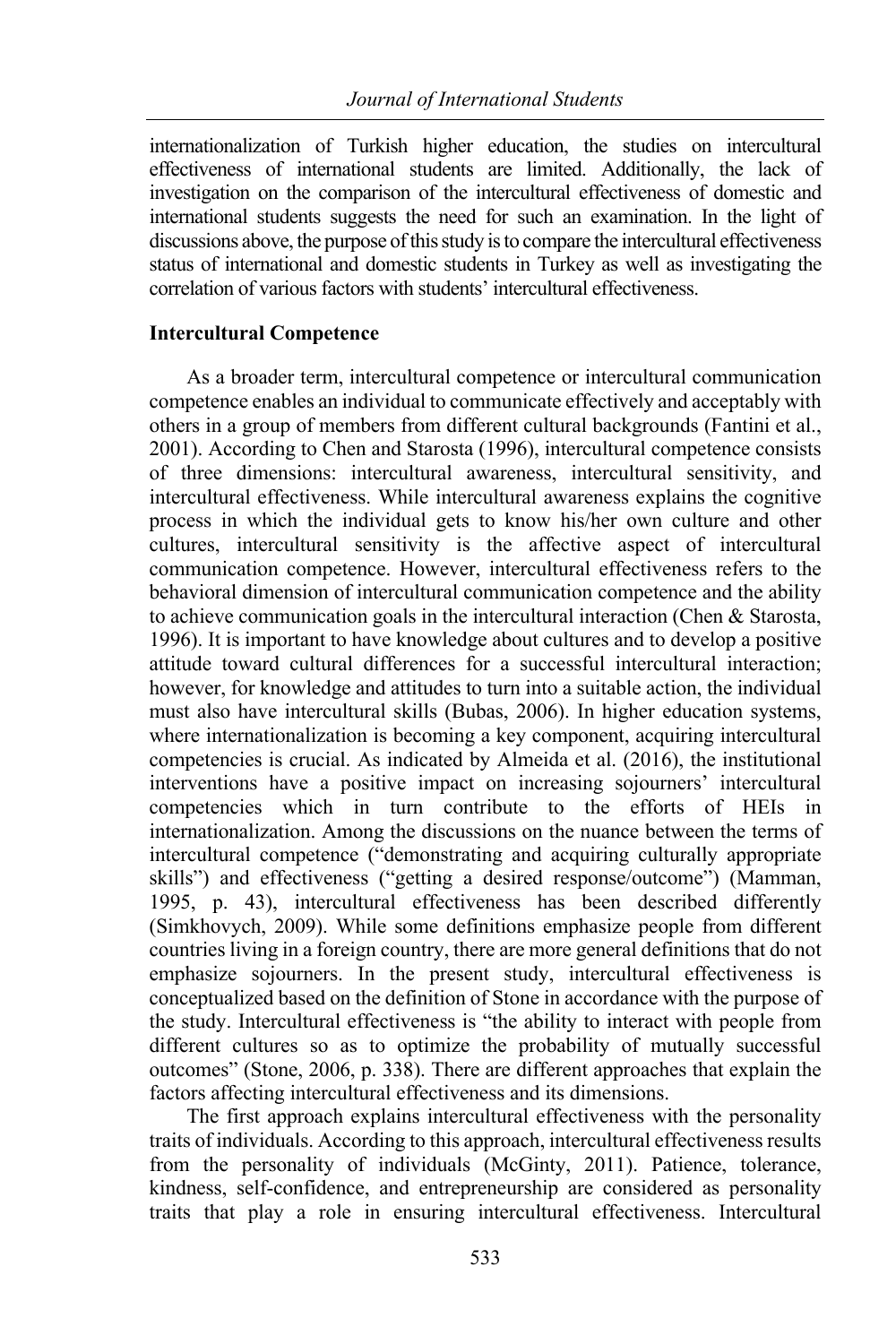internationalization of Turkish higher education, the studies on intercultural effectiveness of international students are limited. Additionally, the lack of investigation on the comparison of the intercultural effectiveness of domestic and international students suggests the need for such an examination. In the light of discussions above, the purpose of this study is to compare the intercultural effectiveness status of international and domestic students in Turkey as well as investigating the correlation of various factors with students' intercultural effectiveness.

### Intercultural Competence

As a broader term, intercultural competence or intercultural communication competence enables an individual to communicate effectively and acceptably with others in a group of members from different cultural backgrounds (Fantini et al., 2001). According to Chen and Starosta (1996), intercultural competence consists of three dimensions: intercultural awareness, intercultural sensitivity, and intercultural effectiveness. While intercultural awareness explains the cognitive process in which the individual gets to know his/her own culture and other cultures, intercultural sensitivity is the affective aspect of intercultural communication competence. However, intercultural effectiveness refers to the behavioral dimension of intercultural communication competence and the ability to achieve communication goals in the intercultural interaction (Chen & Starosta, 1996). It is important to have knowledge about cultures and to develop a positive attitude toward cultural differences for a successful intercultural interaction; however, for knowledge and attitudes to turn into a suitable action, the individual must also have intercultural skills (Bubas, 2006). In higher education systems, where internationalization is becoming a key component, acquiring intercultural competencies is crucial. As indicated by Almeida et al. (2016), the institutional interventions have a positive impact on increasing sojourners' intercultural competencies which in turn contribute to the efforts of HEIs in internationalization. Among the discussions on the nuance between the terms of intercultural competence ("demonstrating and acquiring culturally appropriate skills") and effectiveness ("getting a desired response/outcome") (Mamman, 1995, p. 43), intercultural effectiveness has been described differently (Simkhovych, 2009). While some definitions emphasize people from different countries living in a foreign country, there are more general definitions that do not emphasize sojourners. In the present study, intercultural effectiveness is conceptualized based on the definition of Stone in accordance with the purpose of the study. Intercultural effectiveness is "the ability to interact with people from different cultures so as to optimize the probability of mutually successful outcomes" (Stone, 2006, p. 338). There are different approaches that explain the factors affecting intercultural effectiveness and its dimensions.

The first approach explains intercultural effectiveness with the personality traits of individuals. According to this approach, intercultural effectiveness results from the personality of individuals (McGinty, 2011). Patience, tolerance, kindness, self-confidence, and entrepreneurship are considered as personality traits that play a role in ensuring intercultural effectiveness. Intercultural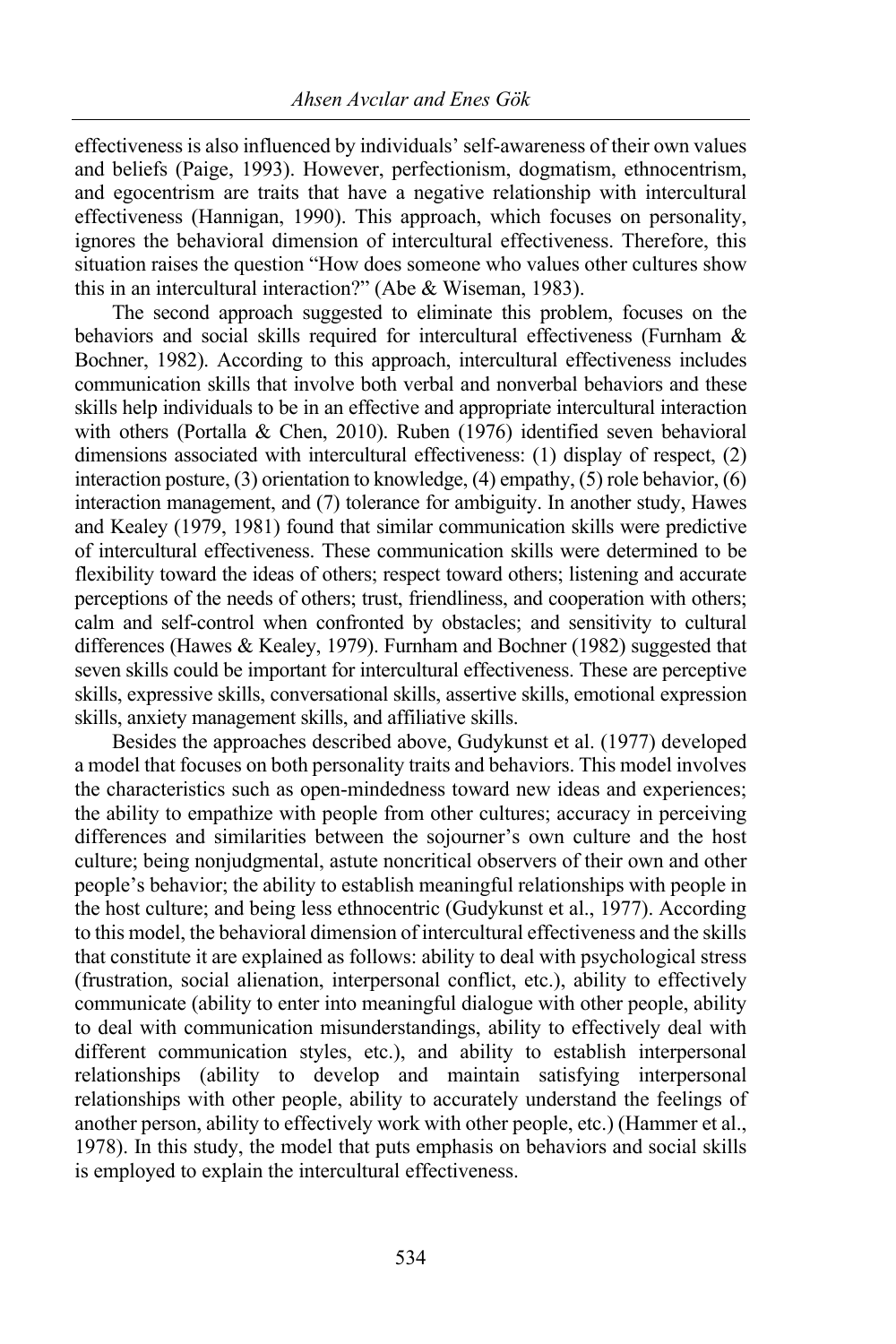effectiveness is also influenced by individuals' self-awareness of their own values and beliefs (Paige, 1993). However, perfectionism, dogmatism, ethnocentrism, and egocentrism are traits that have a negative relationship with intercultural effectiveness (Hannigan, 1990). This approach, which focuses on personality, ignores the behavioral dimension of intercultural effectiveness. Therefore, this situation raises the question "How does someone who values other cultures show this in an intercultural interaction?" (Abe & Wiseman, 1983).

The second approach suggested to eliminate this problem, focuses on the behaviors and social skills required for intercultural effectiveness (Furnham & Bochner, 1982). According to this approach, intercultural effectiveness includes communication skills that involve both verbal and nonverbal behaviors and these skills help individuals to be in an effective and appropriate intercultural interaction with others (Portalla & Chen, 2010). Ruben (1976) identified seven behavioral dimensions associated with intercultural effectiveness: (1) display of respect, (2) interaction posture, (3) orientation to knowledge, (4) empathy, (5) role behavior, (6) interaction management, and (7) tolerance for ambiguity. In another study, Hawes and Kealey (1979, 1981) found that similar communication skills were predictive of intercultural effectiveness. These communication skills were determined to be flexibility toward the ideas of others; respect toward others; listening and accurate perceptions of the needs of others; trust, friendliness, and cooperation with others; calm and self-control when confronted by obstacles; and sensitivity to cultural differences (Hawes & Kealey, 1979). Furnham and Bochner (1982) suggested that seven skills could be important for intercultural effectiveness. These are perceptive skills, expressive skills, conversational skills, assertive skills, emotional expression skills, anxiety management skills, and affiliative skills.

Besides the approaches described above, Gudykunst et al. (1977) developed a model that focuses on both personality traits and behaviors. This model involves the characteristics such as open-mindedness toward new ideas and experiences; the ability to empathize with people from other cultures; accuracy in perceiving differences and similarities between the sojourner's own culture and the host culture; being nonjudgmental, astute noncritical observers of their own and other people's behavior; the ability to establish meaningful relationships with people in the host culture; and being less ethnocentric (Gudykunst et al., 1977). According to this model, the behavioral dimension of intercultural effectiveness and the skills that constitute it are explained as follows: ability to deal with psychological stress (frustration, social alienation, interpersonal conflict, etc.), ability to effectively communicate (ability to enter into meaningful dialogue with other people, ability to deal with communication misunderstandings, ability to effectively deal with different communication styles, etc.), and ability to establish interpersonal relationships (ability to develop and maintain satisfying interpersonal relationships with other people, ability to accurately understand the feelings of another person, ability to effectively work with other people, etc.) (Hammer et al., 1978). In this study, the model that puts emphasis on behaviors and social skills is employed to explain the intercultural effectiveness.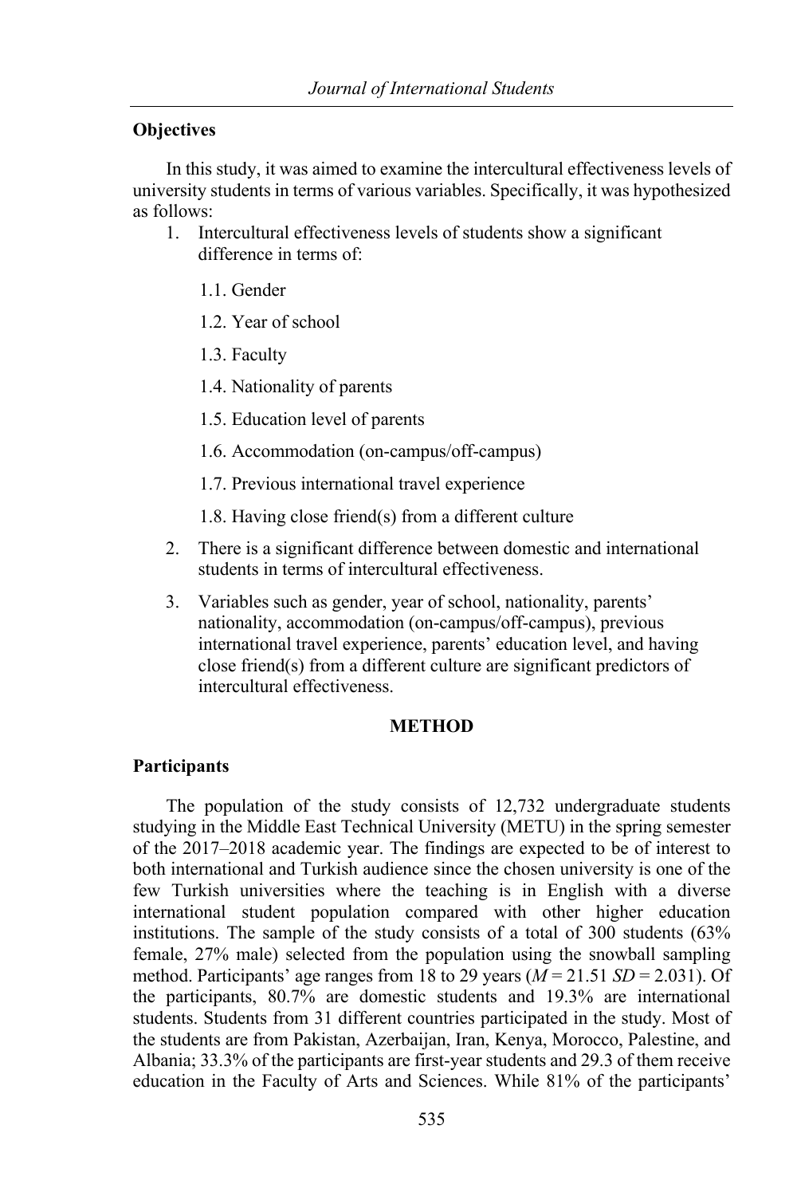### Objectives

In this study, it was aimed to examine the intercultural effectiveness levels of university students in terms of various variables. Specifically, it was hypothesized as follows:

1. Intercultural effectiveness levels of students show a significant difference in terms of:

    1.1. Gender

    1.2. Year of school

    1.3. Faculty

    1.4. Nationality of parents

    1.5. Education level of parents

    1.6. Accommodation (on-campus/off-campus)

    1.7. Previous international travel experience

    1.8. Having close friend(s) from a different culture

2. There is a significant difference between domestic and international students in terms of intercultural effectiveness.

3. Variables such as gender, year of school, nationality, parents' nationality, accommodation (on-campus/off-campus), previous international travel experience, parents' education level, and having close friend(s) from a different culture are significant predictors of intercultural effectiveness.

## METHOD

### Participants

The population of the study consists of 12,732 undergraduate students studying in the Middle East Technical University (METU) in the spring semester of the 2017–2018 academic year. The findings are expected to be of interest to both international and Turkish audience since the chosen university is one of the few Turkish universities where the teaching is in English with a diverse international student population compared with other higher education institutions. The sample of the study consists of a total of 300 students (63% female, 27% male) selected from the population using the snowball sampling method. Participants' age ranges from 18 to 29 years ($M$ = 21.51 $SD$ = 2.031). Of the participants, 80.7% are domestic students and 19.3% are international students. Students from 31 different countries participated in the study. Most of the students are from Pakistan, Azerbaijan, Iran, Kenya, Morocco, Palestine, and Albania; 33.3% of the participants are first-year students and 29.3 of them receive education in the Faculty of Arts and Sciences. While 81% of the participants'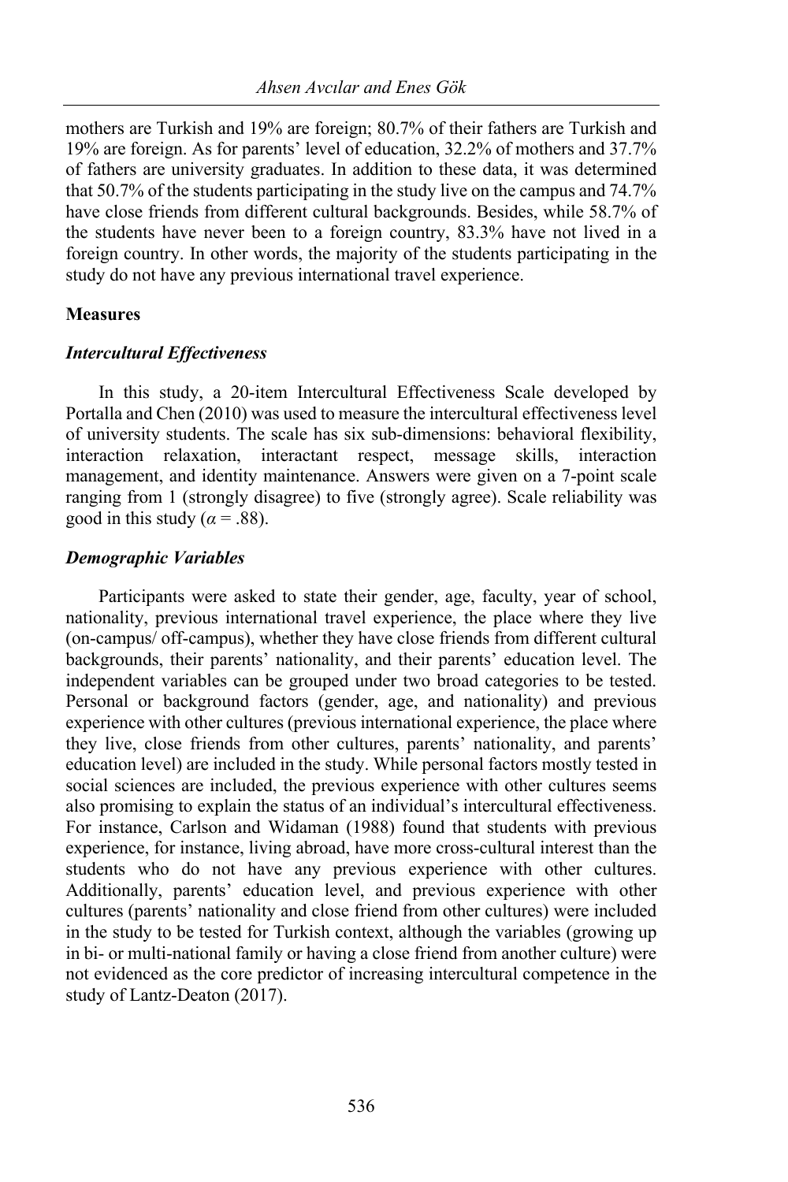mothers are Turkish and 19% are foreign; 80.7% of their fathers are Turkish and 19% are foreign. As for parents' level of education, 32.2% of mothers and 37.7% of fathers are university graduates. In addition to these data, it was determined that 50.7% of the students participating in the study live on the campus and 74.7% have close friends from different cultural backgrounds. Besides, while 58.7% of the students have never been to a foreign country, 83.3% have not lived in a foreign country. In other words, the majority of the students participating in the study do not have any previous international travel experience.

**Measures**

***Intercultural Effectiveness***

In this study, a 20-item Intercultural Effectiveness Scale developed by Portalla and Chen (2010) was used to measure the intercultural effectiveness level of university students. The scale has six sub-dimensions: behavioral flexibility, interaction relaxation, interactant respect, message skills, interaction management, and identity maintenance. Answers were given on a 7-point scale ranging from 1 (strongly disagree) to five (strongly agree). Scale reliability was good in this study ($\alpha = .88$).

***Demographic Variables***

Participants were asked to state their gender, age, faculty, year of school, nationality, previous international travel experience, the place where they live (on-campus/ off-campus), whether they have close friends from different cultural backgrounds, their parents' nationality, and their parents' education level. The independent variables can be grouped under two broad categories to be tested. Personal or background factors (gender, age, and nationality) and previous experience with other cultures (previous international experience, the place where they live, close friends from other cultures, parents' nationality, and parents' education level) are included in the study. While personal factors mostly tested in social sciences are included, the previous experience with other cultures seems also promising to explain the status of an individual's intercultural effectiveness. For instance, Carlson and Widaman (1988) found that students with previous experience, for instance, living abroad, have more cross-cultural interest than the students who do not have any previous experience with other cultures. Additionally, parents' education level, and previous experience with other cultures (parents' nationality and close friend from other cultures) were included in the study to be tested for Turkish context, although the variables (growing up in bi- or multi-national family or having a close friend from another culture) were not evidenced as the core predictor of increasing intercultural competence in the study of Lantz-Deaton (2017).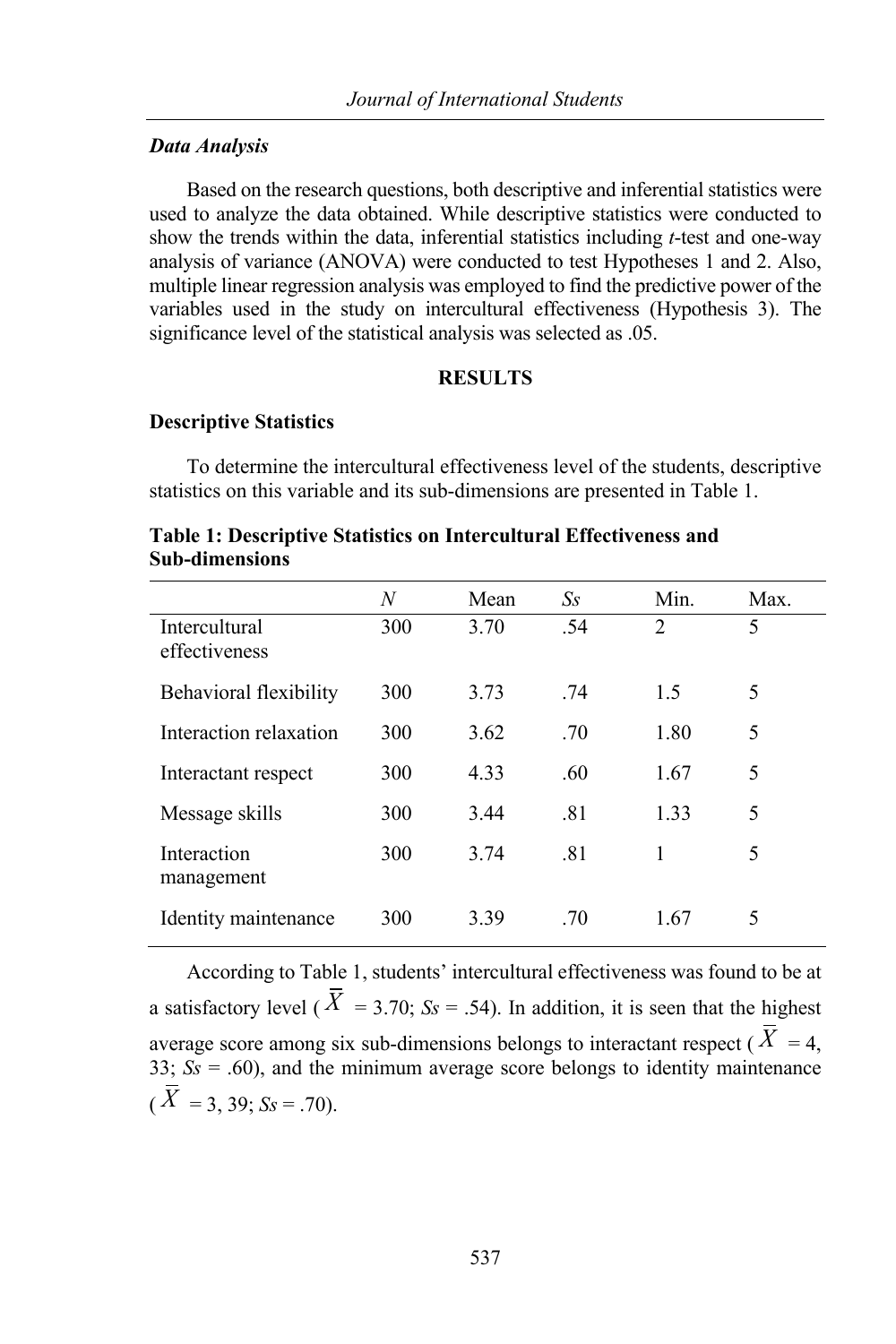### *Data Analysis*

Based on the research questions, both descriptive and inferential statistics were used to analyze the data obtained. While descriptive statistics were conducted to show the trends within the data, inferential statistics including *t*-test and one-way analysis of variance (ANOVA) were conducted to test Hypotheses 1 and 2. Also, multiple linear regression analysis was employed to find the predictive power of the variables used in the study on intercultural effectiveness (Hypothesis 3). The significance level of the statistical analysis was selected as .05.

## RESULTS

### Descriptive Statistics

To determine the intercultural effectiveness level of the students, descriptive statistics on this variable and its sub-dimensions are presented in Table 1.

**Table 1: Descriptive Statistics on Intercultural Effectiveness and Sub-dimensions**

| | *N* | Mean | *Ss* | Min. | Max. |
|---|---|---|---|---|---|
| Intercultural effectiveness | 300 | 3.70 | .54 | 2 | 5 |
| Behavioral flexibility | 300 | 3.73 | .74 | 1.5 | 5 |
| Interaction relaxation | 300 | 3.62 | .70 | 1.80 | 5 |
| Interactant respect | 300 | 4.33 | .60 | 1.67 | 5 |
| Message skills | 300 | 3.44 | .81 | 1.33 | 5 |
| Interaction management | 300 | 3.74 | .81 | 1 | 5 |
| Identity maintenance | 300 | 3.39 | .70 | 1.67 | 5 |

According to Table 1, students' intercultural effectiveness was found to be at a satisfactory level ($\overline{X}$ = 3.70; *Ss* = .54). In addition, it is seen that the highest average score among six sub-dimensions belongs to interactant respect ($\overline{X}$ = 4, 33; *Ss* = .60), and the minimum average score belongs to identity maintenance ($\overline{X}$ = 3, 39; *Ss* = .70).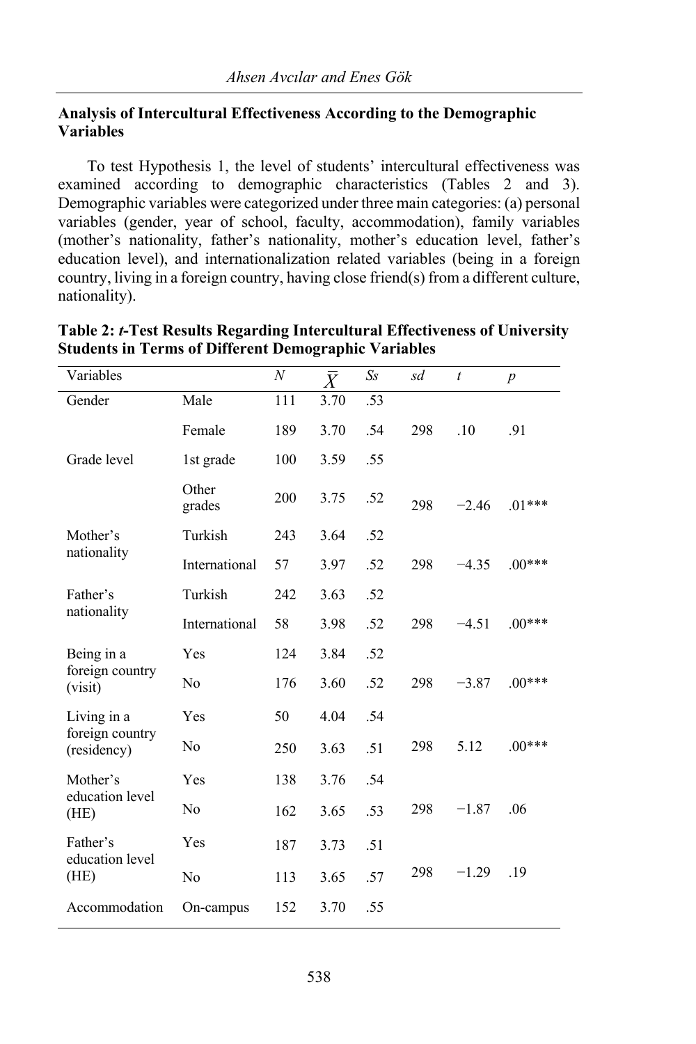## Analysis of Intercultural Effectiveness According to the Demographic Variables

To test Hypothesis 1, the level of students' intercultural effectiveness was examined according to demographic characteristics (Tables 2 and 3). Demographic variables were categorized under three main categories: (a) personal variables (gender, year of school, faculty, accommodation), family variables (mother's nationality, father's nationality, mother's education level, father's education level), and internationalization related variables (being in a foreign country, living in a foreign country, having close friend(s) from a different culture, nationality).

**Table 2: *t*-Test Results Regarding Intercultural Effectiveness of University Students in Terms of Different Demographic Variables**

| Variables | | *N* | $\bar{X}$ | *Ss* | *sd* | *t* | *p* |
|---|---|---|---|---|---|---|---|
| Gender | Male | 111 | 3.70 | .53 | | | |
| | Female | 189 | 3.70 | .54 | 298 | .10 | .91 |
| Grade level | 1st grade | 100 | 3.59 | .55 | | | |
| | Other grades | 200 | 3.75 | .52 | 298 | −2.46 | .01*** |
| Mother's nationality | Turkish | 243 | 3.64 | .52 | | | |
| | International | 57 | 3.97 | .52 | 298 | −4.35 | .00*** |
| Father's nationality | Turkish | 242 | 3.63 | .52 | | | |
| | International | 58 | 3.98 | .52 | 298 | −4.51 | .00*** |
| Being in a foreign country (visit) | Yes | 124 | 3.84 | .52 | | | |
| | No | 176 | 3.60 | .52 | 298 | −3.87 | .00*** |
| Living in a foreign country (residency) | Yes | 50 | 4.04 | .54 | | | |
| | No | 250 | 3.63 | .51 | 298 | 5.12 | .00*** |
| Mother's education level (HE) | Yes | 138 | 3.76 | .54 | | | |
| | No | 162 | 3.65 | .53 | 298 | −1.87 | .06 |
| Father's education level (HE) | Yes | 187 | 3.73 | .51 | | | |
| | No | 113 | 3.65 | .57 | 298 | −1.29 | .19 |
| Accommodation | On-campus | 152 | 3.70 | .55 | | | |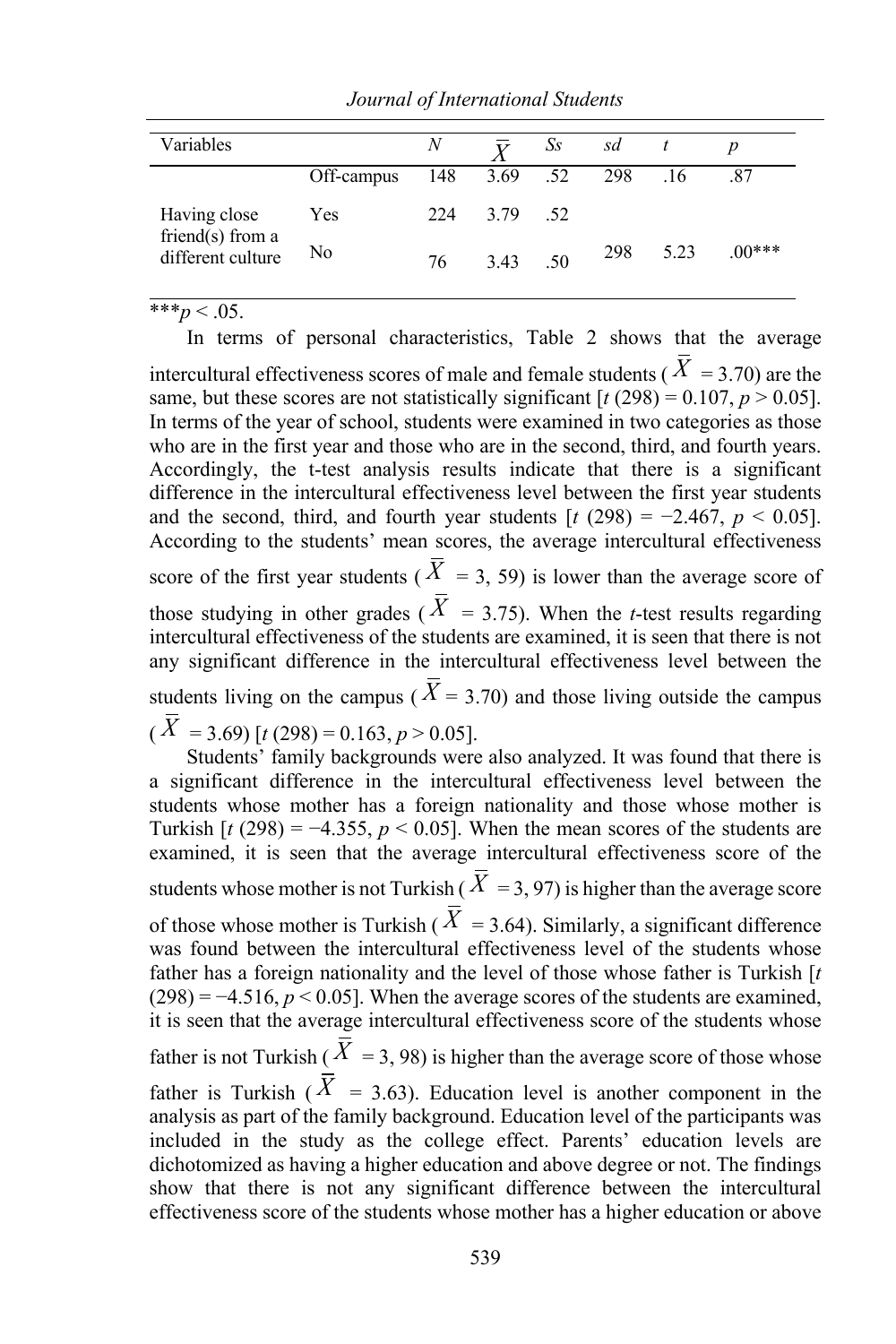| Variables | | N | $\overline{X}$ | Ss | sd | t | p |
|---|---|---|---|---|---|---|---|
| | Off-campus | 148 | 3.69 | .52 | 298 | .16 | .87 |
| Having close friend(s) from a different culture | Yes | 224 | 3.79 | .52 | | | |
| | No | 76 | 3.43 | .50 | 298 | 5.23 | .00*** |

****p* < .05.

In terms of personal characteristics, Table 2 shows that the average intercultural effectiveness scores of male and female students ($\overline{X}$ = 3.70) are the same, but these scores are not statistically significant [$t$ (298) = 0.107, $p > 0.05$]. In terms of the year of school, students were examined in two categories as those who are in the first year and those who are in the second, third, and fourth years. Accordingly, the t-test analysis results indicate that there is a significant difference in the intercultural effectiveness level between the first year students and the second, third, and fourth year students [$t$ (298) = −2.467, $p < 0.05$]. According to the students' mean scores, the average intercultural effectiveness score of the first year students ($\overline{X}$ = 3, 59) is lower than the average score of those studying in other grades ($\overline{X}$ = 3.75). When the *t*-test results regarding intercultural effectiveness of the students are examined, it is seen that there is not any significant difference in the intercultural effectiveness level between the students living on the campus ($\overline{X}$ = 3.70) and those living outside the campus ($\overline{X}$ = 3.69) [$t$ (298) = 0.163, $p > 0.05$].

Students' family backgrounds were also analyzed. It was found that there is a significant difference in the intercultural effectiveness level between the students whose mother has a foreign nationality and those whose mother is Turkish [$t$ (298) = −4.355, $p < 0.05$]. When the mean scores of the students are examined, it is seen that the average intercultural effectiveness score of the students whose mother is not Turkish ($\overline{X}$ = 3, 97) is higher than the average score of those whose mother is Turkish ($\overline{X}$ = 3.64). Similarly, a significant difference was found between the intercultural effectiveness level of the students whose father has a foreign nationality and the level of those whose father is Turkish [$t$ (298) = −4.516, $p < 0.05$]. When the average scores of the students are examined, it is seen that the average intercultural effectiveness score of the students whose father is not Turkish ($\overline{X}$ = 3, 98) is higher than the average score of those whose father is Turkish ($\overline{X}$ = 3.63). Education level is another component in the analysis as part of the family background. Education level of the participants was included in the study as the college effect. Parents' education levels are dichotomized as having a higher education and above degree or not. The findings show that there is not any significant difference between the intercultural effectiveness score of the students whose mother has a higher education or above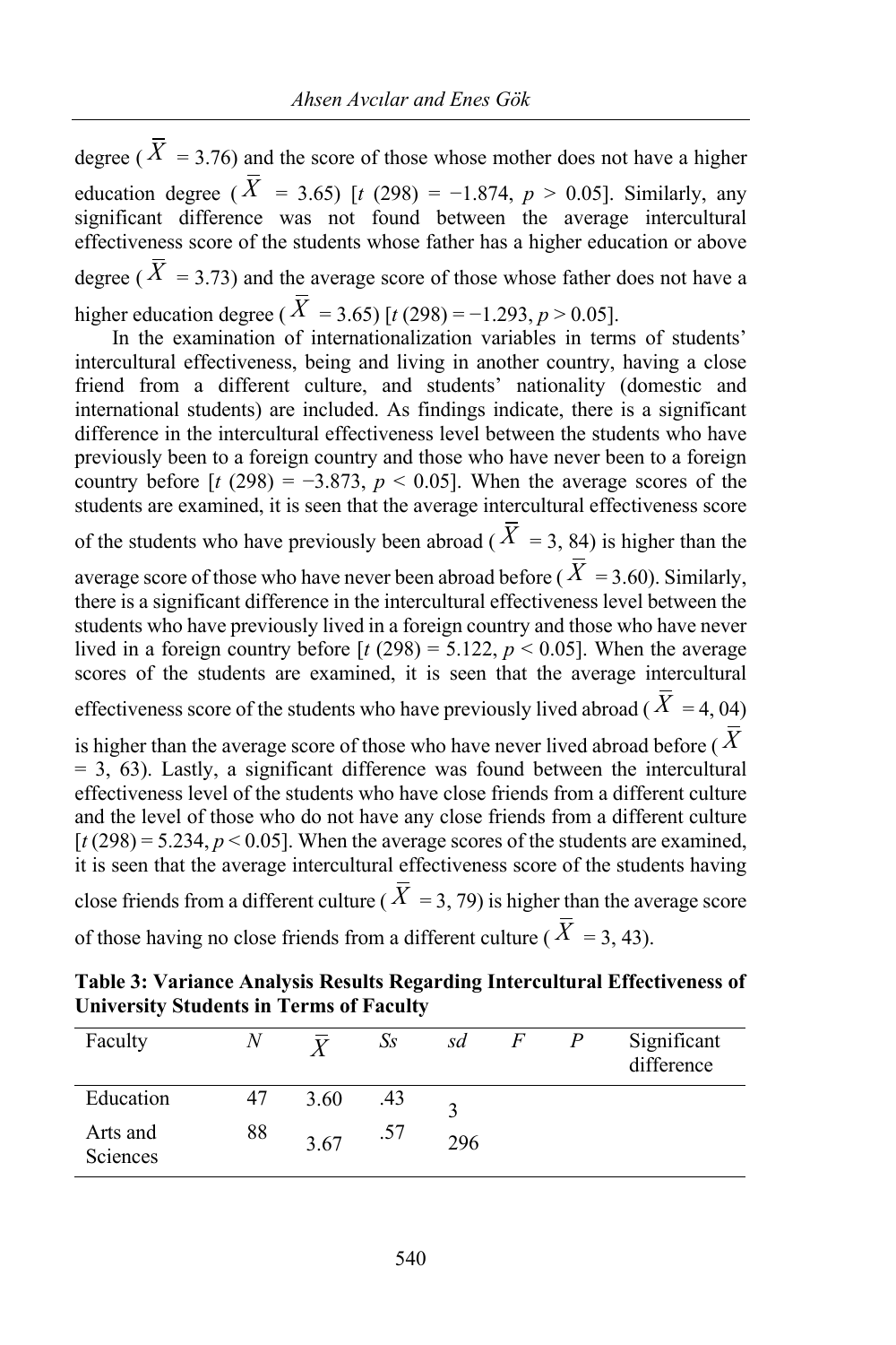degree ($\overline{X}$ = 3.76) and the score of those whose mother does not have a higher education degree ($\overline{X}$ = 3.65) [$t$ (298) = −1.874, $p$ > 0.05]. Similarly, any significant difference was not found between the average intercultural effectiveness score of the students whose father has a higher education or above degree ($\overline{X}$ = 3.73) and the average score of those whose father does not have a higher education degree ($\overline{X}$ = 3.65) [$t$ (298) = −1.293, $p$ > 0.05].

In the examination of internationalization variables in terms of students' intercultural effectiveness, being and living in another country, having a close friend from a different culture, and students' nationality (domestic and international students) are included. As findings indicate, there is a significant difference in the intercultural effectiveness level between the students who have previously been to a foreign country and those who have never been to a foreign country before [$t$ (298) = −3.873, $p$ < 0.05]. When the average scores of the students are examined, it is seen that the average intercultural effectiveness score of the students who have previously been abroad ($\overline{X}$ = 3, 84) is higher than the average score of those who have never been abroad before ($\overline{X}$ = 3.60). Similarly, there is a significant difference in the intercultural effectiveness level between the students who have previously lived in a foreign country and those who have never lived in a foreign country before [$t$ (298) = 5.122, $p$ < 0.05]. When the average scores of the students are examined, it is seen that the average intercultural effectiveness score of the students who have previously lived abroad ($\overline{X}$ = 4, 04) is higher than the average score of those who have never lived abroad before ($\overline{X}$ = 3, 63). Lastly, a significant difference was found between the intercultural effectiveness level of the students who have close friends from a different culture and the level of those who do not have any close friends from a different culture [$t$ (298) = 5.234, $p$ < 0.05]. When the average scores of the students are examined, it is seen that the average intercultural effectiveness score of the students having close friends from a different culture ($\overline{X}$ = 3, 79) is higher than the average score of those having no close friends from a different culture ($\overline{X}$ = 3, 43).

**Table 3: Variance Analysis Results Regarding Intercultural Effectiveness of University Students in Terms of Faculty**

| Faculty | $N$ | $\overline{X}$ | $Ss$ | $sd$ | $F$ | $P$ | Significant difference |
|---|---|---|---|---|---|---|---|
| Education | 47 | 3.60 | .43 | 3 | | | |
| Arts and Sciences | 88 | 3.67 | .57 | 296 | | | |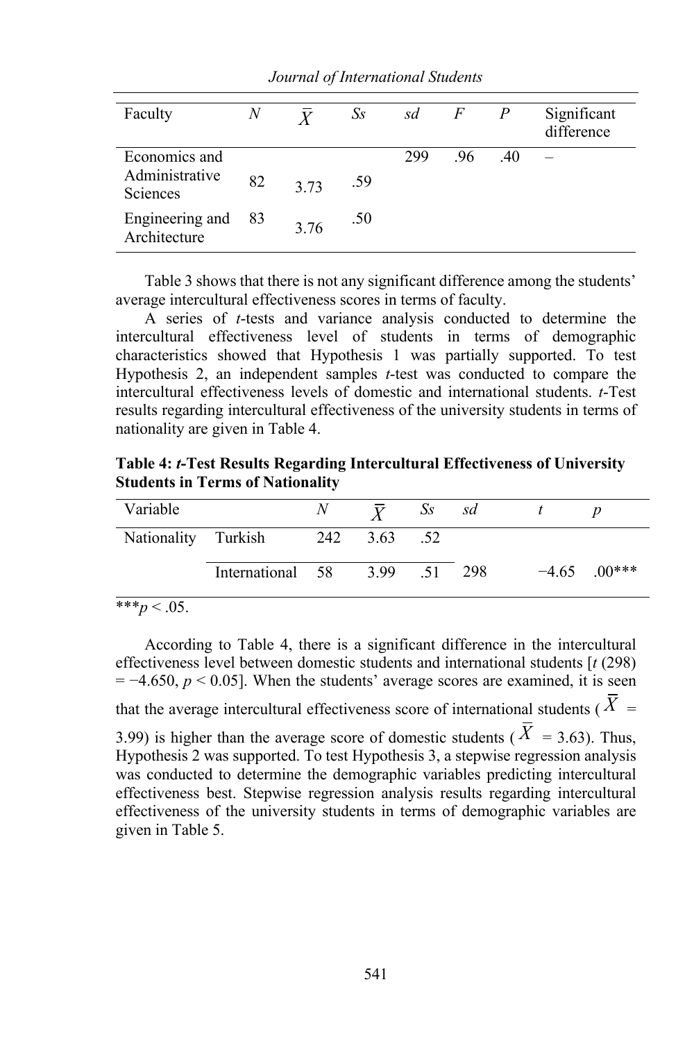| Faculty | $N$ | $\overline{X}$ | $Ss$ | $sd$ | $F$ | $P$ | Significant difference |
|---|---|---|---|---|---|---|---|
| Economics and Administrative Sciences | 82 | 3.73 | .59 | 299 | .96 | .40 | – |
| Engineering and Architecture | 83 | 3.76 | .50 | | | | |

Table 3 shows that there is not any significant difference among the students' average intercultural effectiveness scores in terms of faculty.

A series of *t*-tests and variance analysis conducted to determine the intercultural effectiveness level of students in terms of demographic characteristics showed that Hypothesis 1 was partially supported. To test Hypothesis 2, an independent samples *t*-test was conducted to compare the intercultural effectiveness levels of domestic and international students. *t*-Test results regarding intercultural effectiveness of the university students in terms of nationality are given in Table 4.

**Table 4: *t*-Test Results Regarding Intercultural Effectiveness of University Students in Terms of Nationality**

| Variable | | $N$ | $\overline{X}$ | $Ss$ | $sd$ | $t$ | $p$ |
|---|---|---|---|---|---|---|---|
| Nationality | Turkish | 242 | 3.63 | .52 | | | |
| | International | 58 | 3.99 | .51 | 298 | −4.65 | .00*** |

***$p < .05$.

According to Table 4, there is a significant difference in the intercultural effectiveness level between domestic students and international students [$t$ (298) = −4.650, $p < 0.05$]. When the students' average scores are examined, it is seen that the average intercultural effectiveness score of international students ($\overline{X}$ = 3.99) is higher than the average score of domestic students ($\overline{X}$ = 3.63). Thus, Hypothesis 2 was supported. To test Hypothesis 3, a stepwise regression analysis was conducted to determine the demographic variables predicting intercultural effectiveness best. Stepwise regression analysis results regarding intercultural effectiveness of the university students in terms of demographic variables are given in Table 5.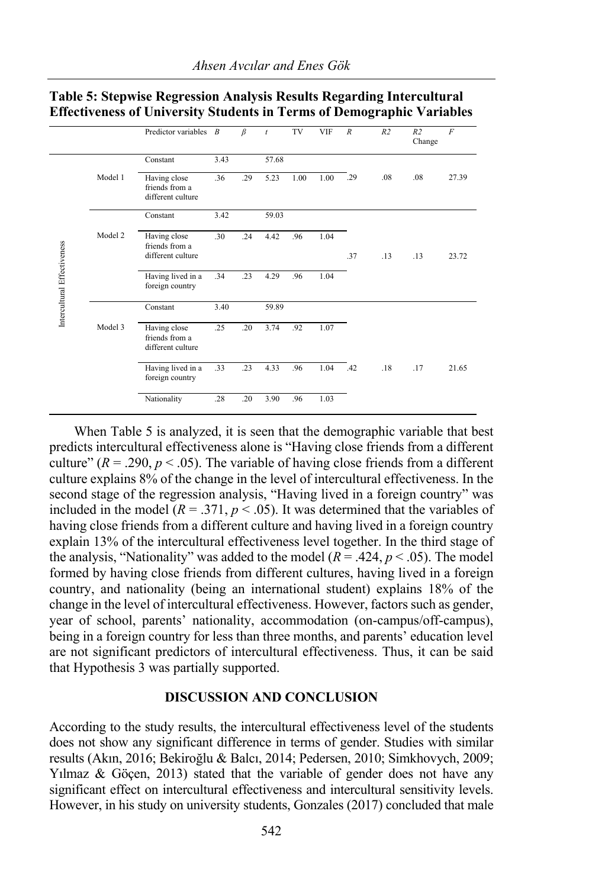**Table 5: Stepwise Regression Analysis Results Regarding Intercultural Effectiveness of University Students in Terms of Demographic Variables**

| | | Predictor variables | *B* | *β* | *t* | TV | VIF | *R* | *R2* | *R2* Change | *F* |
|---|---|---|---|---|---|---|---|---|---|---|---|
| Intercultural Effectiveness | Model 1 | Constant | 3.43 | | 57.68 | | | | | | |
| | | Having close friends from a different culture | .36 | .29 | 5.23 | 1.00 | 1.00 | .29 | .08 | .08 | 27.39 |
| | Model 2 | Constant | 3.42 | | 59.03 | | | | | | |
| | | Having close friends from a different culture | .30 | .24 | 4.42 | .96 | 1.04 | .37 | .13 | .13 | 23.72 |
| | | Having lived in a foreign country | .34 | .23 | 4.29 | .96 | 1.04 | | | | |
| | Model 3 | Constant | 3.40 | | 59.89 | | | | | | |
| | | Having close friends from a different culture | .25 | .20 | 3.74 | .92 | 1.07 | | | | |
| | | Having lived in a foreign country | .33 | .23 | 4.33 | .96 | 1.04 | .42 | .18 | .17 | 21.65 |
| | | Nationality | .28 | .20 | 3.90 | .96 | 1.03 | | | | |

When Table 5 is analyzed, it is seen that the demographic variable that best predicts intercultural effectiveness alone is "Having close friends from a different culture" ($R = .290$, $p < .05$). The variable of having close friends from a different culture explains 8% of the change in the level of intercultural effectiveness. In the second stage of the regression analysis, "Having lived in a foreign country" was included in the model ($R = .371$, $p < .05$). It was determined that the variables of having close friends from a different culture and having lived in a foreign country explain 13% of the intercultural effectiveness level together. In the third stage of the analysis, "Nationality" was added to the model ($R = .424$, $p < .05$). The model formed by having close friends from different cultures, having lived in a foreign country, and nationality (being an international student) explains 18% of the change in the level of intercultural effectiveness. However, factors such as gender, year of school, parents' nationality, accommodation (on-campus/off-campus), being in a foreign country for less than three months, and parents' education level are not significant predictors of intercultural effectiveness. Thus, it can be said that Hypothesis 3 was partially supported.

## DISCUSSION AND CONCLUSION

According to the study results, the intercultural effectiveness level of the students does not show any significant difference in terms of gender. Studies with similar results (Akın, 2016; Bekiroğlu & Balcı, 2014; Pedersen, 2010; Simkhovych, 2009; Yılmaz & Göçen, 2013) stated that the variable of gender does not have any significant effect on intercultural effectiveness and intercultural sensitivity levels. However, in his study on university students, Gonzales (2017) concluded that male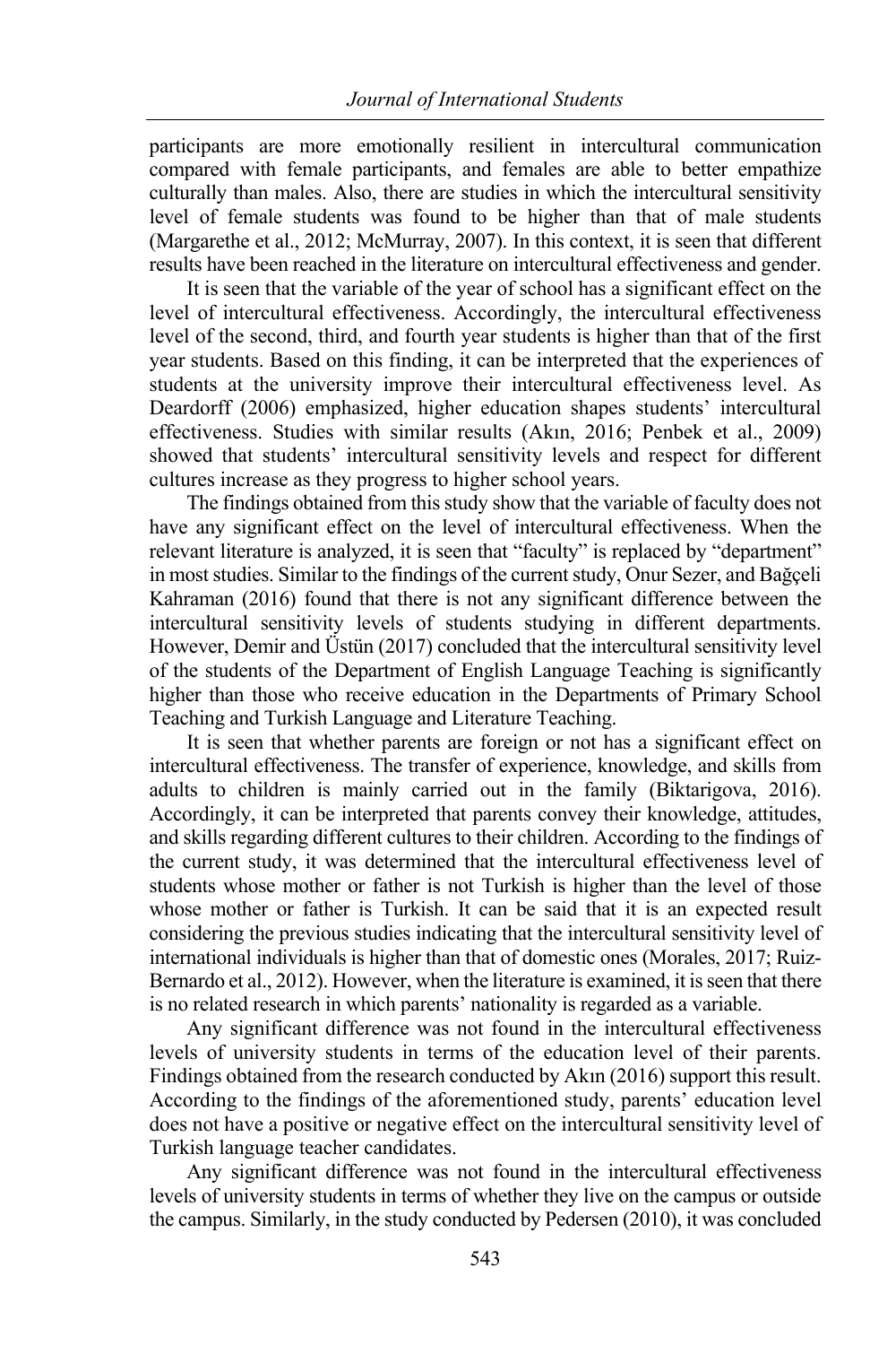participants are more emotionally resilient in intercultural communication compared with female participants, and females are able to better empathize culturally than males. Also, there are studies in which the intercultural sensitivity level of female students was found to be higher than that of male students (Margarethe et al., 2012; McMurray, 2007). In this context, it is seen that different results have been reached in the literature on intercultural effectiveness and gender.

It is seen that the variable of the year of school has a significant effect on the level of intercultural effectiveness. Accordingly, the intercultural effectiveness level of the second, third, and fourth year students is higher than that of the first year students. Based on this finding, it can be interpreted that the experiences of students at the university improve their intercultural effectiveness level. As Deardorff (2006) emphasized, higher education shapes students' intercultural effectiveness. Studies with similar results (Akın, 2016; Penbek et al., 2009) showed that students' intercultural sensitivity levels and respect for different cultures increase as they progress to higher school years.

The findings obtained from this study show that the variable of faculty does not have any significant effect on the level of intercultural effectiveness. When the relevant literature is analyzed, it is seen that "faculty" is replaced by "department" in most studies. Similar to the findings of the current study, Onur Sezer, and Bağçeli Kahraman (2016) found that there is not any significant difference between the intercultural sensitivity levels of students studying in different departments. However, Demir and Üstün (2017) concluded that the intercultural sensitivity level of the students of the Department of English Language Teaching is significantly higher than those who receive education in the Departments of Primary School Teaching and Turkish Language and Literature Teaching.

It is seen that whether parents are foreign or not has a significant effect on intercultural effectiveness. The transfer of experience, knowledge, and skills from adults to children is mainly carried out in the family (Biktarigova, 2016). Accordingly, it can be interpreted that parents convey their knowledge, attitudes, and skills regarding different cultures to their children. According to the findings of the current study, it was determined that the intercultural effectiveness level of students whose mother or father is not Turkish is higher than the level of those whose mother or father is Turkish. It can be said that it is an expected result considering the previous studies indicating that the intercultural sensitivity level of international individuals is higher than that of domestic ones (Morales, 2017; Ruiz-Bernardo et al., 2012). However, when the literature is examined, it is seen that there is no related research in which parents' nationality is regarded as a variable.

Any significant difference was not found in the intercultural effectiveness levels of university students in terms of the education level of their parents. Findings obtained from the research conducted by Akın (2016) support this result. According to the findings of the aforementioned study, parents' education level does not have a positive or negative effect on the intercultural sensitivity level of Turkish language teacher candidates.

Any significant difference was not found in the intercultural effectiveness levels of university students in terms of whether they live on the campus or outside the campus. Similarly, in the study conducted by Pedersen (2010), it was concluded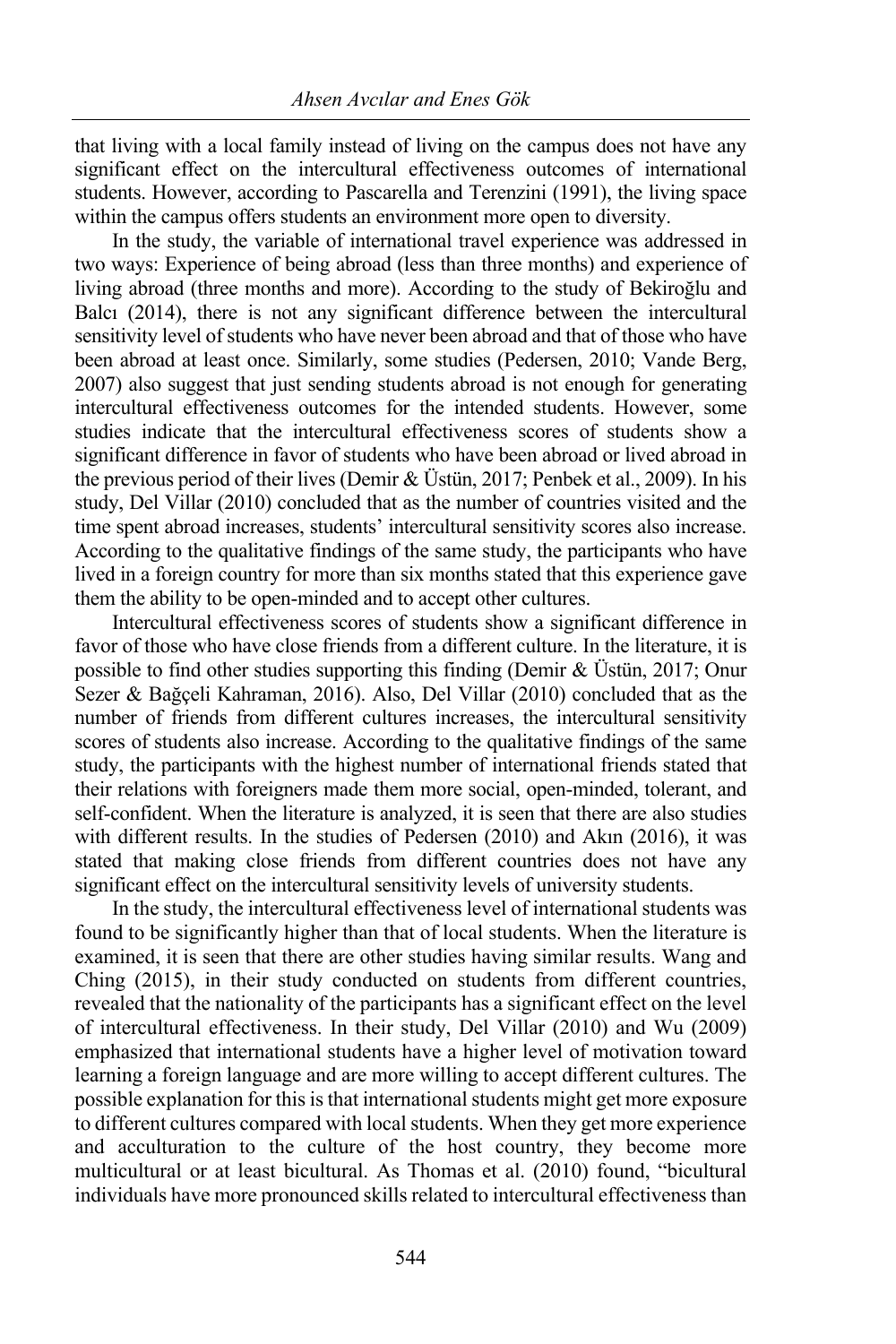that living with a local family instead of living on the campus does not have any significant effect on the intercultural effectiveness outcomes of international students. However, according to Pascarella and Terenzini (1991), the living space within the campus offers students an environment more open to diversity.

In the study, the variable of international travel experience was addressed in two ways: Experience of being abroad (less than three months) and experience of living abroad (three months and more). According to the study of Bekiroğlu and Balcı (2014), there is not any significant difference between the intercultural sensitivity level of students who have never been abroad and that of those who have been abroad at least once. Similarly, some studies (Pedersen, 2010; Vande Berg, 2007) also suggest that just sending students abroad is not enough for generating intercultural effectiveness outcomes for the intended students. However, some studies indicate that the intercultural effectiveness scores of students show a significant difference in favor of students who have been abroad or lived abroad in the previous period of their lives (Demir & Üstün, 2017; Penbek et al., 2009). In his study, Del Villar (2010) concluded that as the number of countries visited and the time spent abroad increases, students' intercultural sensitivity scores also increase. According to the qualitative findings of the same study, the participants who have lived in a foreign country for more than six months stated that this experience gave them the ability to be open-minded and to accept other cultures.

Intercultural effectiveness scores of students show a significant difference in favor of those who have close friends from a different culture. In the literature, it is possible to find other studies supporting this finding (Demir & Üstün, 2017; Onur Sezer & Bağçeli Kahraman, 2016). Also, Del Villar (2010) concluded that as the number of friends from different cultures increases, the intercultural sensitivity scores of students also increase. According to the qualitative findings of the same study, the participants with the highest number of international friends stated that their relations with foreigners made them more social, open-minded, tolerant, and self-confident. When the literature is analyzed, it is seen that there are also studies with different results. In the studies of Pedersen (2010) and Akın (2016), it was stated that making close friends from different countries does not have any significant effect on the intercultural sensitivity levels of university students.

In the study, the intercultural effectiveness level of international students was found to be significantly higher than that of local students. When the literature is examined, it is seen that there are other studies having similar results. Wang and Ching (2015), in their study conducted on students from different countries, revealed that the nationality of the participants has a significant effect on the level of intercultural effectiveness. In their study, Del Villar (2010) and Wu (2009) emphasized that international students have a higher level of motivation toward learning a foreign language and are more willing to accept different cultures. The possible explanation for this is that international students might get more exposure to different cultures compared with local students. When they get more experience and acculturation to the culture of the host country, they become more multicultural or at least bicultural. As Thomas et al. (2010) found, "bicultural individuals have more pronounced skills related to intercultural effectiveness than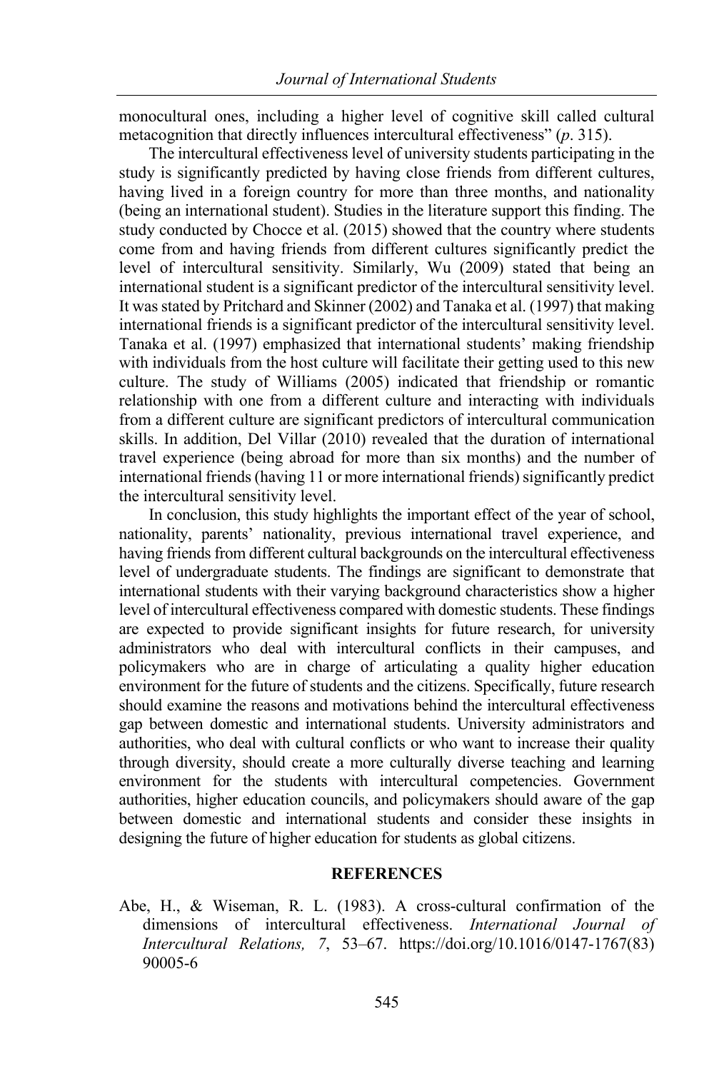monocultural ones, including a higher level of cognitive skill called cultural metacognition that directly influences intercultural effectiveness" (*p*. 315).

The intercultural effectiveness level of university students participating in the study is significantly predicted by having close friends from different cultures, having lived in a foreign country for more than three months, and nationality (being an international student). Studies in the literature support this finding. The study conducted by Chocce et al. (2015) showed that the country where students come from and having friends from different cultures significantly predict the level of intercultural sensitivity. Similarly, Wu (2009) stated that being an international student is a significant predictor of the intercultural sensitivity level. It was stated by Pritchard and Skinner (2002) and Tanaka et al. (1997) that making international friends is a significant predictor of the intercultural sensitivity level. Tanaka et al. (1997) emphasized that international students' making friendship with individuals from the host culture will facilitate their getting used to this new culture. The study of Williams (2005) indicated that friendship or romantic relationship with one from a different culture and interacting with individuals from a different culture are significant predictors of intercultural communication skills. In addition, Del Villar (2010) revealed that the duration of international travel experience (being abroad for more than six months) and the number of international friends (having 11 or more international friends) significantly predict the intercultural sensitivity level.

In conclusion, this study highlights the important effect of the year of school, nationality, parents' nationality, previous international travel experience, and having friends from different cultural backgrounds on the intercultural effectiveness level of undergraduate students. The findings are significant to demonstrate that international students with their varying background characteristics show a higher level of intercultural effectiveness compared with domestic students. These findings are expected to provide significant insights for future research, for university administrators who deal with intercultural conflicts in their campuses, and policymakers who are in charge of articulating a quality higher education environment for the future of students and the citizens. Specifically, future research should examine the reasons and motivations behind the intercultural effectiveness gap between domestic and international students. University administrators and authorities, who deal with cultural conflicts or who want to increase their quality through diversity, should create a more culturally diverse teaching and learning environment for the students with intercultural competencies. Government authorities, higher education councils, and policymakers should aware of the gap between domestic and international students and consider these insights in designing the future of higher education for students as global citizens.

## REFERENCES

Abe, H., & Wiseman, R. L. (1983). A cross-cultural confirmation of the dimensions of intercultural effectiveness. *International Journal of Intercultural Relations, 7*, 53–67. https://doi.org/10.1016/0147-1767(83)90005-6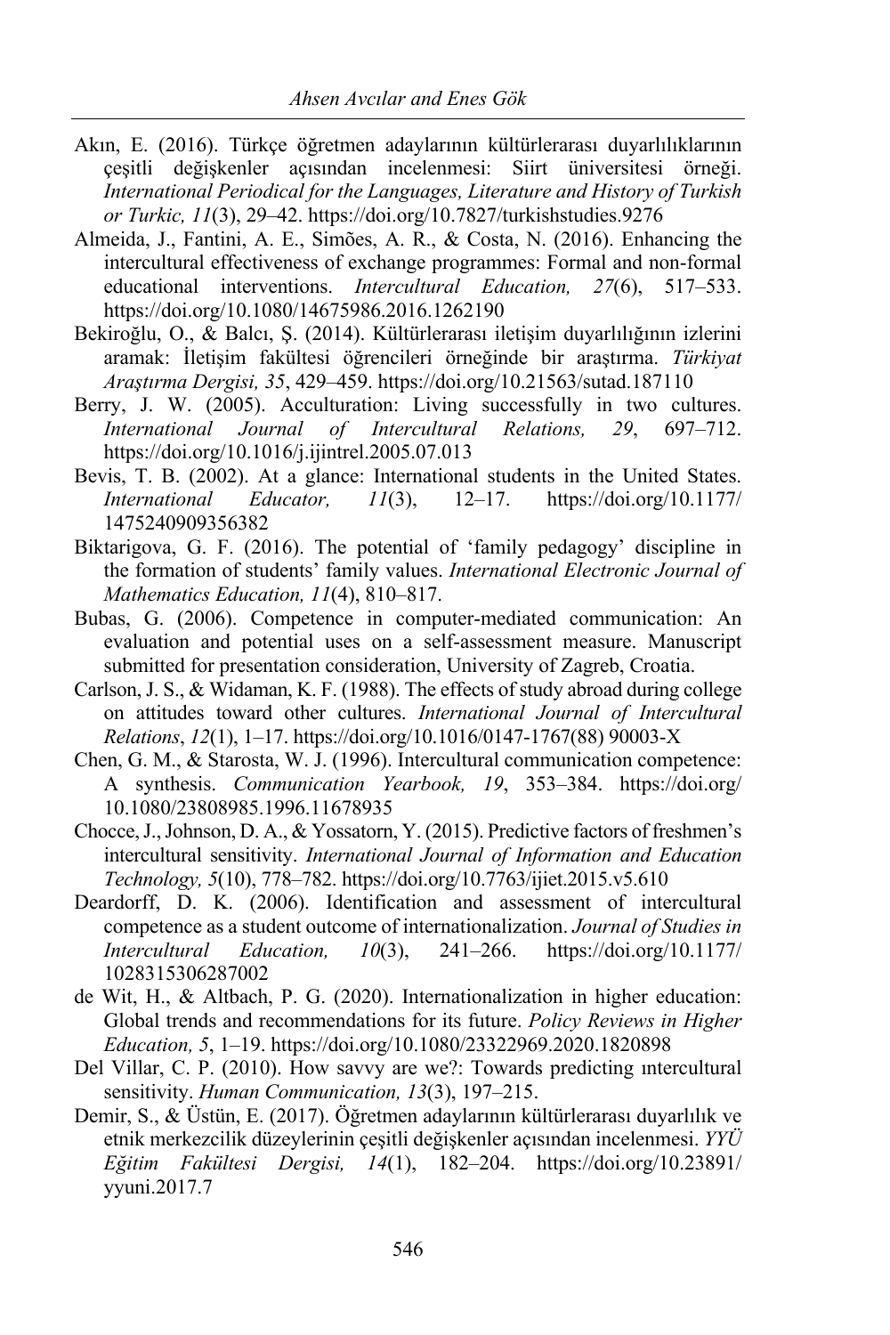Akın, E. (2016). Türkçe öğretmen adaylarının kültürlerarası duyarlılıklarının çeşitli değişkenler açısından incelenmesi: Siirt üniversitesi örneği. *International Periodical for the Languages, Literature and History of Turkish or Turkic, 11*(3), 29–42. https://doi.org/10.7827/turkishstudies.9276

Almeida, J., Fantini, A. E., Simões, A. R., & Costa, N. (2016). Enhancing the intercultural effectiveness of exchange programmes: Formal and non-formal educational interventions. *Intercultural Education, 27*(6), 517–533. https://doi.org/10.1080/14675986.2016.1262190

Bekiroğlu, O., & Balcı, Ş. (2014). Kültürlerarası iletişim duyarlılığının izlerini aramak: İletişim fakültesi öğrencileri örneğinde bir araştırma. *Türkiyat Araştırma Dergisi, 35*, 429–459. https://doi.org/10.21563/sutad.187110

Berry, J. W. (2005). Acculturation: Living successfully in two cultures. *International Journal of Intercultural Relations, 29*, 697–712. https://doi.org/10.1016/j.ijintrel.2005.07.013

Bevis, T. B. (2002). At a glance: International students in the United States. *International Educator, 11*(3), 12–17. https://doi.org/10.1177/1475240909356382

Biktarigova, G. F. (2016). The potential of 'family pedagogy' discipline in the formation of students' family values. *International Electronic Journal of Mathematics Education, 11*(4), 810–817.

Bubas, G. (2006). Competence in computer-mediated communication: An evaluation and potential uses on a self-assessment measure. Manuscript submitted for presentation consideration, University of Zagreb, Croatia.

Carlson, J. S., & Widaman, K. F. (1988). The effects of study abroad during college on attitudes toward other cultures. *International Journal of Intercultural Relations*, *12*(1), 1–17. https://doi.org/10.1016/0147-1767(88) 90003-X

Chen, G. M., & Starosta, W. J. (1996). Intercultural communication competence: A synthesis. *Communication Yearbook, 19*, 353–384. https://doi.org/10.1080/23808985.1996.11678935

Chocce, J., Johnson, D. A., & Yossatorn, Y. (2015). Predictive factors of freshmen's intercultural sensitivity. *International Journal of Information and Education Technology, 5*(10), 778–782. https://doi.org/10.7763/ijiet.2015.v5.610

Deardorff, D. K. (2006). Identification and assessment of intercultural competence as a student outcome of internationalization. *Journal of Studies in Intercultural Education, 10*(3), 241–266. https://doi.org/10.1177/1028315306287002

de Wit, H., & Altbach, P. G. (2020). Internationalization in higher education: Global trends and recommendations for its future. *Policy Reviews in Higher Education, 5*, 1–19. https://doi.org/10.1080/23322969.2020.1820898

Del Villar, C. P. (2010). How savvy are we?: Towards predicting ıntercultural sensitivity. *Human Communication, 13*(3), 197–215.

Demir, S., & Üstün, E. (2017). Öğretmen adaylarının kültürlerarası duyarlılık ve etnik merkezcilik düzeylerinin çeşitli değişkenler açısından incelenmesi. *YYÜ Eğitim Fakültesi Dergisi, 14*(1), 182–204. https://doi.org/10.23891/yyuni.2017.7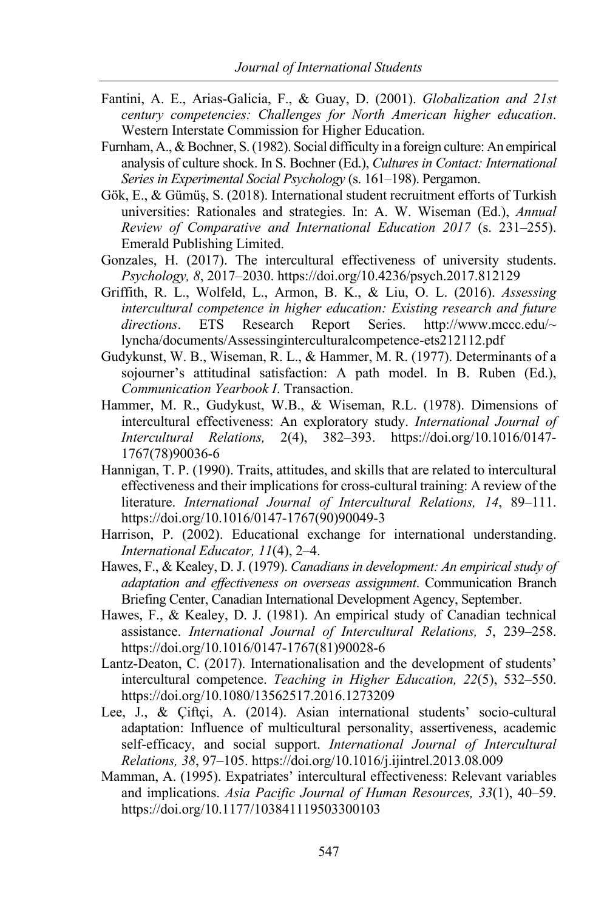Fantini, A. E., Arias-Galicia, F., & Guay, D. (2001). *Globalization and 21st century competencies: Challenges for North American higher education*. Western Interstate Commission for Higher Education.

Furnham, A., & Bochner, S. (1982). Social difficulty in a foreign culture: An empirical analysis of culture shock. In S. Bochner (Ed.), *Cultures in Contact: International Series in Experimental Social Psychology* (s. 161–198). Pergamon.

Gök, E., & Gümüş, S. (2018). International student recruitment efforts of Turkish universities: Rationales and strategies. In: A. W. Wiseman (Ed.), *Annual Review of Comparative and International Education 2017* (s. 231–255). Emerald Publishing Limited.

Gonzales, H. (2017). The intercultural effectiveness of university students. *Psychology, 8*, 2017–2030. https://doi.org/10.4236/psych.2017.812129

Griffith, R. L., Wolfeld, L., Armon, B. K., & Liu, O. L. (2016). *Assessing intercultural competence in higher education: Existing research and future directions*. ETS Research Report Series. http://www.mccc.edu/~lyncha/documents/Assessinginterculturalcompetence-ets212112.pdf

Gudykunst, W. B., Wiseman, R. L., & Hammer, M. R. (1977). Determinants of a sojourner's attitudinal satisfaction: A path model. In B. Ruben (Ed.), *Communication Yearbook I*. Transaction.

Hammer, M. R., Gudykust, W.B., & Wiseman, R.L. (1978). Dimensions of intercultural effectiveness: An exploratory study. *International Journal of Intercultural Relations,* 2(4), 382–393. https://doi.org/10.1016/0147-1767(78)90036-6

Hannigan, T. P. (1990). Traits, attitudes, and skills that are related to intercultural effectiveness and their implications for cross-cultural training: A review of the literature. *International Journal of Intercultural Relations, 14*, 89–111. https://doi.org/10.1016/0147-1767(90)90049-3

Harrison, P. (2002). Educational exchange for international understanding. *International Educator, 11*(4), 2–4.

Hawes, F., & Kealey, D. J. (1979). *Canadians in development: An empirical study of adaptation and effectiveness on overseas assignment*. Communication Branch Briefing Center, Canadian International Development Agency, September.

Hawes, F., & Kealey, D. J. (1981). An empirical study of Canadian technical assistance. *International Journal of Intercultural Relations, 5*, 239–258. https://doi.org/10.1016/0147-1767(81)90028-6

Lantz-Deaton, C. (2017). Internationalisation and the development of students' intercultural competence. *Teaching in Higher Education, 22*(5), 532–550. https://doi.org/10.1080/13562517.2016.1273209

Lee, J., & Çiftçi, A. (2014). Asian international students' socio-cultural adaptation: Influence of multicultural personality, assertiveness, academic self-efficacy, and social support. *International Journal of Intercultural Relations, 38*, 97–105. https://doi.org/10.1016/j.ijintrel.2013.08.009

Mamman, A. (1995). Expatriates' intercultural effectiveness: Relevant variables and implications. *Asia Pacific Journal of Human Resources, 33*(1), 40–59. https://doi.org/10.1177/103841119503300103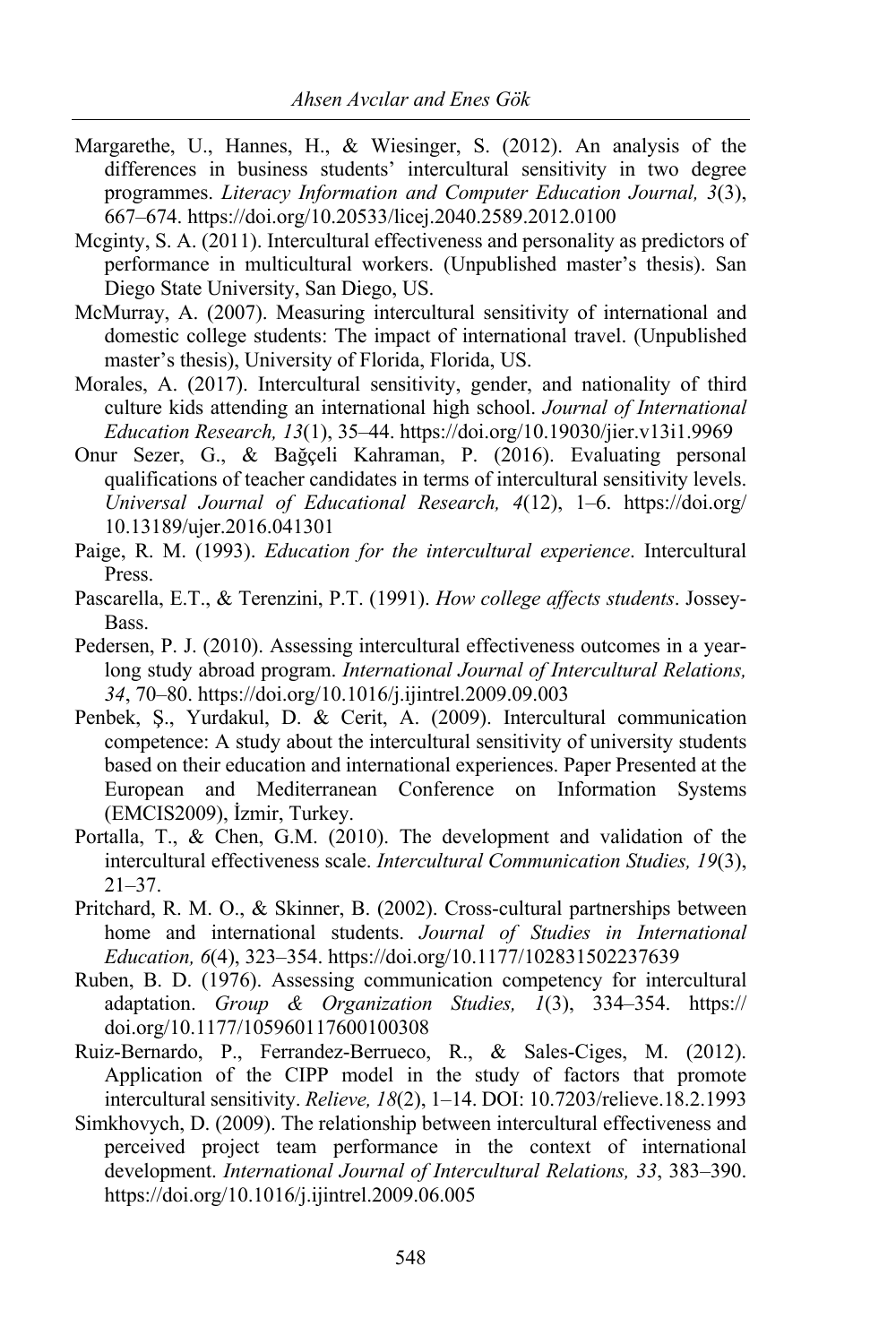Margarethe, U., Hannes, H., & Wiesinger, S. (2012). An analysis of the differences in business students' intercultural sensitivity in two degree programmes. *Literacy Information and Computer Education Journal, 3*(3), 667–674. https://doi.org/10.20533/licej.2040.2589.2012.0100

Mcginty, S. A. (2011). Intercultural effectiveness and personality as predictors of performance in multicultural workers. (Unpublished master's thesis). San Diego State University, San Diego, US.

McMurray, A. (2007). Measuring intercultural sensitivity of international and domestic college students: The impact of international travel. (Unpublished master's thesis), University of Florida, Florida, US.

Morales, A. (2017). Intercultural sensitivity, gender, and nationality of third culture kids attending an international high school. *Journal of International Education Research, 13*(1), 35–44. https://doi.org/10.19030/jier.v13i1.9969

Onur Sezer, G., & Bağçeli Kahraman, P. (2016). Evaluating personal qualifications of teacher candidates in terms of intercultural sensitivity levels. *Universal Journal of Educational Research, 4*(12), 1–6. https://doi.org/10.13189/ujer.2016.041301

Paige, R. M. (1993). *Education for the intercultural experience*. Intercultural Press.

Pascarella, E.T., & Terenzini, P.T. (1991). *How college affects students*. Jossey-Bass.

Pedersen, P. J. (2010). Assessing intercultural effectiveness outcomes in a year-long study abroad program. *International Journal of Intercultural Relations, 34*, 70–80. https://doi.org/10.1016/j.ijintrel.2009.09.003

Penbek, Ş., Yurdakul, D. & Cerit, A. (2009). Intercultural communication competence: A study about the intercultural sensitivity of university students based on their education and international experiences. Paper Presented at the European and Mediterranean Conference on Information Systems (EMCIS2009), İzmir, Turkey.

Portalla, T., & Chen, G.M. (2010). The development and validation of the intercultural effectiveness scale. *Intercultural Communication Studies, 19*(3), 21–37.

Pritchard, R. M. O., & Skinner, B. (2002). Cross-cultural partnerships between home and international students. *Journal of Studies in International Education, 6*(4), 323–354. https://doi.org/10.1177/102831502237639

Ruben, B. D. (1976). Assessing communication competency for intercultural adaptation. *Group & Organization Studies, 1*(3), 334–354. https://doi.org/10.1177/105960117600100308

Ruiz-Bernardo, P., Ferrandez-Berrueco, R., & Sales-Ciges, M. (2012). Application of the CIPP model in the study of factors that promote intercultural sensitivity. *Relieve, 18*(2), 1–14. DOI: 10.7203/relieve.18.2.1993

Simkhovych, D. (2009). The relationship between intercultural effectiveness and perceived project team performance in the context of international development. *International Journal of Intercultural Relations, 33*, 383–390. https://doi.org/10.1016/j.ijintrel.2009.06.005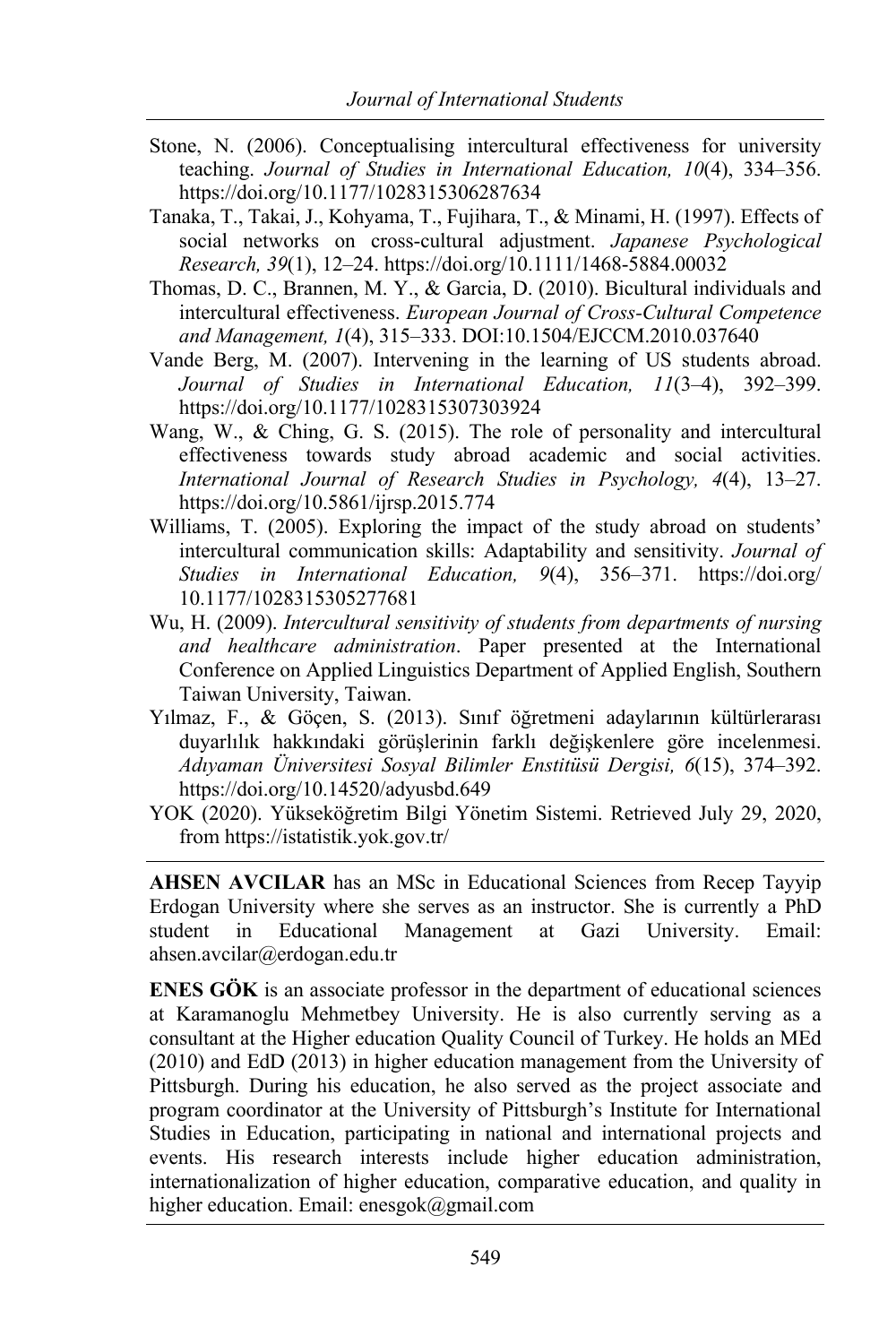Stone, N. (2006). Conceptualising intercultural effectiveness for university teaching. *Journal of Studies in International Education, 10*(4), 334–356. https://doi.org/10.1177/1028315306287634

Tanaka, T., Takai, J., Kohyama, T., Fujihara, T., & Minami, H. (1997). Effects of social networks on cross-cultural adjustment. *Japanese Psychological Research, 39*(1), 12–24. https://doi.org/10.1111/1468-5884.00032

Thomas, D. C., Brannen, M. Y., & Garcia, D. (2010). Bicultural individuals and intercultural effectiveness. *European Journal of Cross-Cultural Competence and Management, 1*(4), 315–333. DOI:10.1504/EJCCM.2010.037640

Vande Berg, M. (2007). Intervening in the learning of US students abroad. *Journal of Studies in International Education, 11*(3–4), 392–399. https://doi.org/10.1177/1028315307303924

Wang, W., & Ching, G. S. (2015). The role of personality and intercultural effectiveness towards study abroad academic and social activities. *International Journal of Research Studies in Psychology, 4*(4), 13–27. https://doi.org/10.5861/ijrsp.2015.774

Williams, T. (2005). Exploring the impact of the study abroad on students' intercultural communication skills: Adaptability and sensitivity. *Journal of Studies in International Education, 9*(4), 356–371. https://doi.org/10.1177/1028315305277681

Wu, H. (2009). *Intercultural sensitivity of students from departments of nursing and healthcare administration*. Paper presented at the International Conference on Applied Linguistics Department of Applied English, Southern Taiwan University, Taiwan.

Yılmaz, F., & Göçen, S. (2013). Sınıf öğretmeni adaylarının kültürlerarası duyarlılık hakkındaki görüşlerinin farklı değişkenlere göre incelenmesi. *Adıyaman Üniversitesi Sosyal Bilimler Enstitüsü Dergisi, 6*(15), 374–392. https://doi.org/10.14520/adyusbd.649

YOK (2020). Yükseköğretim Bilgi Yönetim Sistemi. Retrieved July 29, 2020, from https://istatistik.yok.gov.tr/

---

**AHSEN AVCILAR** has an MSc in Educational Sciences from Recep Tayyip Erdogan University where she serves as an instructor. She is currently a PhD student in Educational Management at Gazi University. Email: ahsen.avcilar@erdogan.edu.tr

**ENES GÖK** is an associate professor in the department of educational sciences at Karamanoglu Mehmetbey University. He is also currently serving as a consultant at the Higher education Quality Council of Turkey. He holds an MEd (2010) and EdD (2013) in higher education management from the University of Pittsburgh. During his education, he also served as the project associate and program coordinator at the University of Pittsburgh's Institute for International Studies in Education, participating in national and international projects and events. His research interests include higher education administration, internationalization of higher education, comparative education, and quality in higher education. Email: enesgok@gmail.com